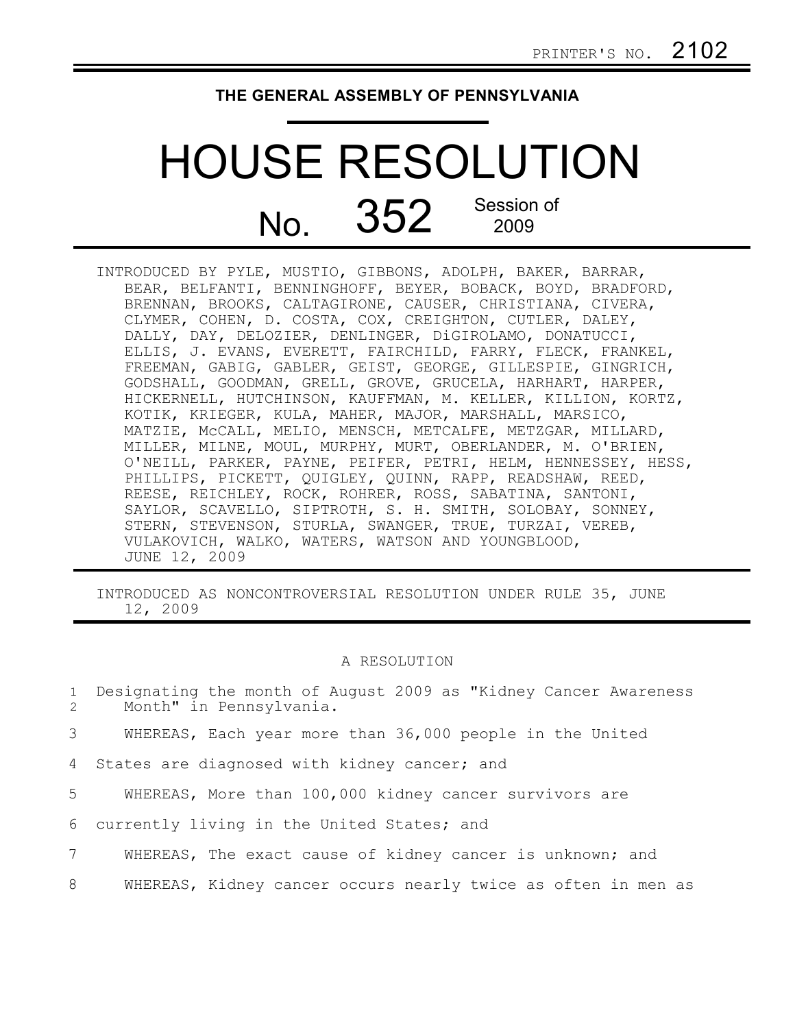PRINTER'S NO. 2102

**THE GENERAL ASSEMBLY OF PENNSYLVANIA**

# HOUSE RESOLUTION

## No. 352 Session of 2009

INTRODUCED BY PYLE, MUSTIO, GIBBONS, ADOLPH, BAKER, BARRAR, BEAR, BELFANTI, BENNINGHOFF, BEYER, BOBACK, BOYD, BRADFORD, BRENNAN, BROOKS, CALTAGIRONE, CAUSER, CHRISTIANA, CIVERA, CLYMER, COHEN, D. COSTA, COX, CREIGHTON, CUTLER, DALEY, DALLY, DAY, DELOZIER, DENLINGER, DiGIROLAMO, DONATUCCI, ELLIS, J. EVANS, EVERETT, FAIRCHILD, FARRY, FLECK, FRANKEL, FREEMAN, GABIG, GABLER, GEIST, GEORGE, GILLESPIE, GINGRICH, GODSHALL, GOODMAN, GRELL, GROVE, GRUCELA, HARHART, HARPER, HICKERNELL, HUTCHINSON, KAUFFMAN, M. KELLER, KILLION, KORTZ, KOTIK, KRIEGER, KULA, MAHER, MAJOR, MARSHALL, MARSICO, MATZIE, McCALL, MELIO, MENSCH, METCALFE, METZGAR, MILLARD, MILLER, MILNE, MOUL, MURPHY, MURT, OBERLANDER, M. O'BRIEN, O'NEILL, PARKER, PAYNE, PEIFER, PETRI, HELM, HENNESSEY, HESS, PHILLIPS, PICKETT, QUIGLEY, QUINN, RAPP, READSHAW, REED, REESE, REICHLEY, ROCK, ROHRER, ROSS, SABATINA, SANTONI, SAYLOR, SCAVELLO, SIPTROTH, S. H. SMITH, SOLOBAY, SONNEY, STERN, STEVENSON, STURLA, SWANGER, TRUE, TURZAI, VEREB, VULAKOVICH, WALKO, WATERS, WATSON AND YOUNGBLOOD, JUNE 12, 2009

INTRODUCED AS NONCONTROVERSIAL RESOLUTION UNDER RULE 35, JUNE 12, 2009

A RESOLUTION

1 Designating the month of August 2009 as "Kidney Cancer Awareness
2 Month" in Pennsylvania.

3 WHEREAS, Each year more than 36,000 people in the United
4 States are diagnosed with kidney cancer; and

5 WHEREAS, More than 100,000 kidney cancer survivors are
6 currently living in the United States; and

7 WHEREAS, The exact cause of kidney cancer is unknown; and

8 WHEREAS, Kidney cancer occurs nearly twice as often in men as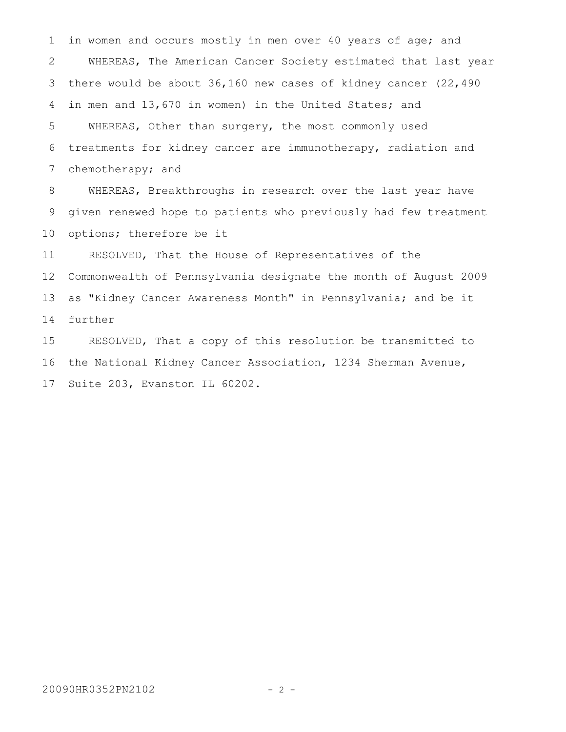in women and occurs mostly in men over 40 years of age; and

WHEREAS, The American Cancer Society estimated that last year there would be about 36,160 new cases of kidney cancer (22,490 in men and 13,670 in women) in the United States; and

WHEREAS, Other than surgery, the most commonly used treatments for kidney cancer are immunotherapy, radiation and chemotherapy; and

WHEREAS, Breakthroughs in research over the last year have given renewed hope to patients who previously had few treatment options; therefore be it

RESOLVED, That the House of Representatives of the Commonwealth of Pennsylvania designate the month of August 2009 as "Kidney Cancer Awareness Month" in Pennsylvania; and be it further

RESOLVED, That a copy of this resolution be transmitted to the National Kidney Cancer Association, 1234 Sherman Avenue, Suite 203, Evanston IL 60202.